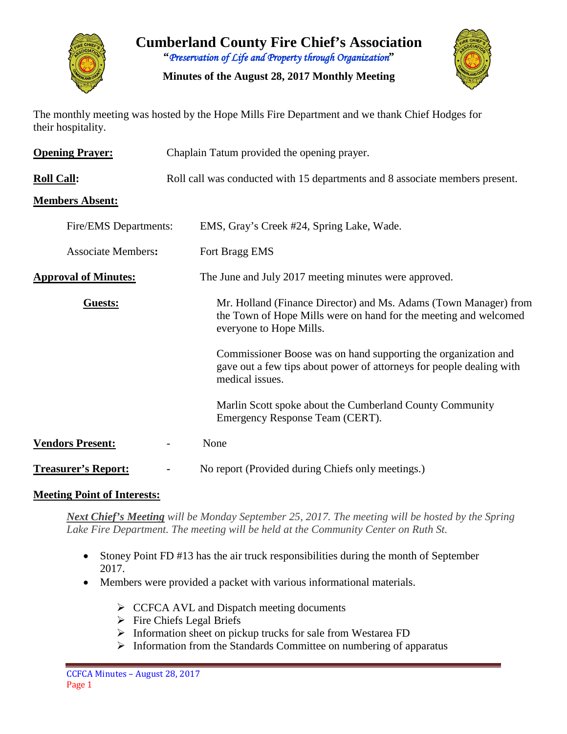# Cumberland County Fire Chief's Association

"*Preservation of Life and Property through Organization*"

**Minutes of the August 28, 2017 Monthly Meeting**

The monthly meeting was hosted by the Hope Mills Fire Department and we thank Chief Hodges for their hospitality.

**Opening Prayer:** Chaplain Tatum provided the opening prayer.

**Roll Call:** Roll call was conducted with 15 departments and 8 associate members present.

**Members Absent:**

Fire/EMS Departments: EMS, Gray's Creek #24, Spring Lake, Wade.

Associate Members**:** Fort Bragg EMS

**Approval of Minutes:** The June and July 2017 meeting minutes were approved.

**Guests:**

Mr. Holland (Finance Director) and Ms. Adams (Town Manager) from the Town of Hope Mills were on hand for the meeting and welcomed everyone to Hope Mills.

Commissioner Boose was on hand supporting the organization and gave out a few tips about power of attorneys for people dealing with medical issues.

Marlin Scott spoke about the Cumberland County Community Emergency Response Team (CERT).

**Vendors Present:** - None

**Treasurer's Report:** - No report (Provided during Chiefs only meetings.)

**Meeting Point of Interests:**

***Next Chief's Meeting*** *will be Monday September 25, 2017. The meeting will be hosted by the Spring Lake Fire Department. The meeting will be held at the Community Center on Ruth St.*

- Stoney Point FD #13 has the air truck responsibilities during the month of September 2017.
- Members were provided a packet with various informational materials.
  - CCFCA AVL and Dispatch meeting documents
  - Fire Chiefs Legal Briefs
  - Information sheet on pickup trucks for sale from Westarea FD
  - Information from the Standards Committee on numbering of apparatus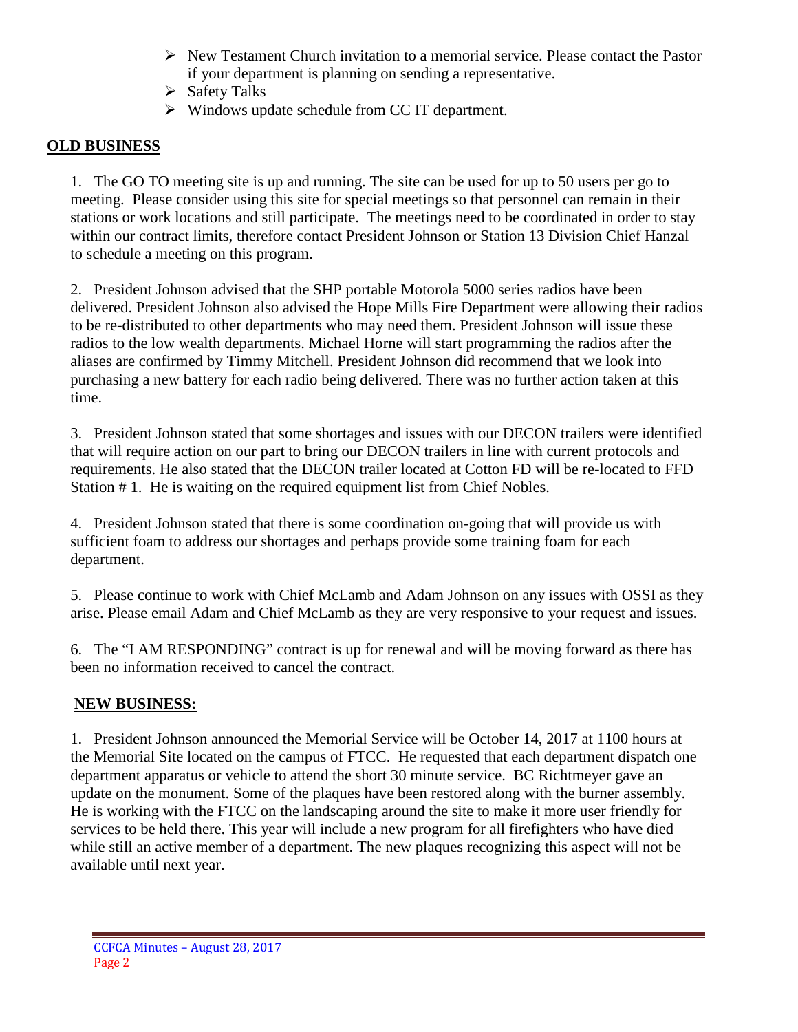- New Testament Church invitation to a memorial service. Please contact the Pastor if your department is planning on sending a representative.
- Safety Talks
- Windows update schedule from CC IT department.

## OLD BUSINESS

1. The GO TO meeting site is up and running. The site can be used for up to 50 users per go to meeting. Please consider using this site for special meetings so that personnel can remain in their stations or work locations and still participate. The meetings need to be coordinated in order to stay within our contract limits, therefore contact President Johnson or Station 13 Division Chief Hanzal to schedule a meeting on this program.

2. President Johnson advised that the SHP portable Motorola 5000 series radios have been delivered. President Johnson also advised the Hope Mills Fire Department were allowing their radios to be re-distributed to other departments who may need them. President Johnson will issue these radios to the low wealth departments. Michael Horne will start programming the radios after the aliases are confirmed by Timmy Mitchell. President Johnson did recommend that we look into purchasing a new battery for each radio being delivered. There was no further action taken at this time.

3. President Johnson stated that some shortages and issues with our DECON trailers were identified that will require action on our part to bring our DECON trailers in line with current protocols and requirements. He also stated that the DECON trailer located at Cotton FD will be re-located to FFD Station # 1. He is waiting on the required equipment list from Chief Nobles.

4. President Johnson stated that there is some coordination on-going that will provide us with sufficient foam to address our shortages and perhaps provide some training foam for each department.

5. Please continue to work with Chief McLamb and Adam Johnson on any issues with OSSI as they arise. Please email Adam and Chief McLamb as they are very responsive to your request and issues.

6. The "I AM RESPONDING" contract is up for renewal and will be moving forward as there has been no information received to cancel the contract.

## NEW BUSINESS:

1. President Johnson announced the Memorial Service will be October 14, 2017 at 1100 hours at the Memorial Site located on the campus of FTCC. He requested that each department dispatch one department apparatus or vehicle to attend the short 30 minute service. BC Richtmeyer gave an update on the monument. Some of the plaques have been restored along with the burner assembly. He is working with the FTCC on the landscaping around the site to make it more user friendly for services to be held there. This year will include a new program for all firefighters who have died while still an active member of a department. The new plaques recognizing this aspect will not be available until next year.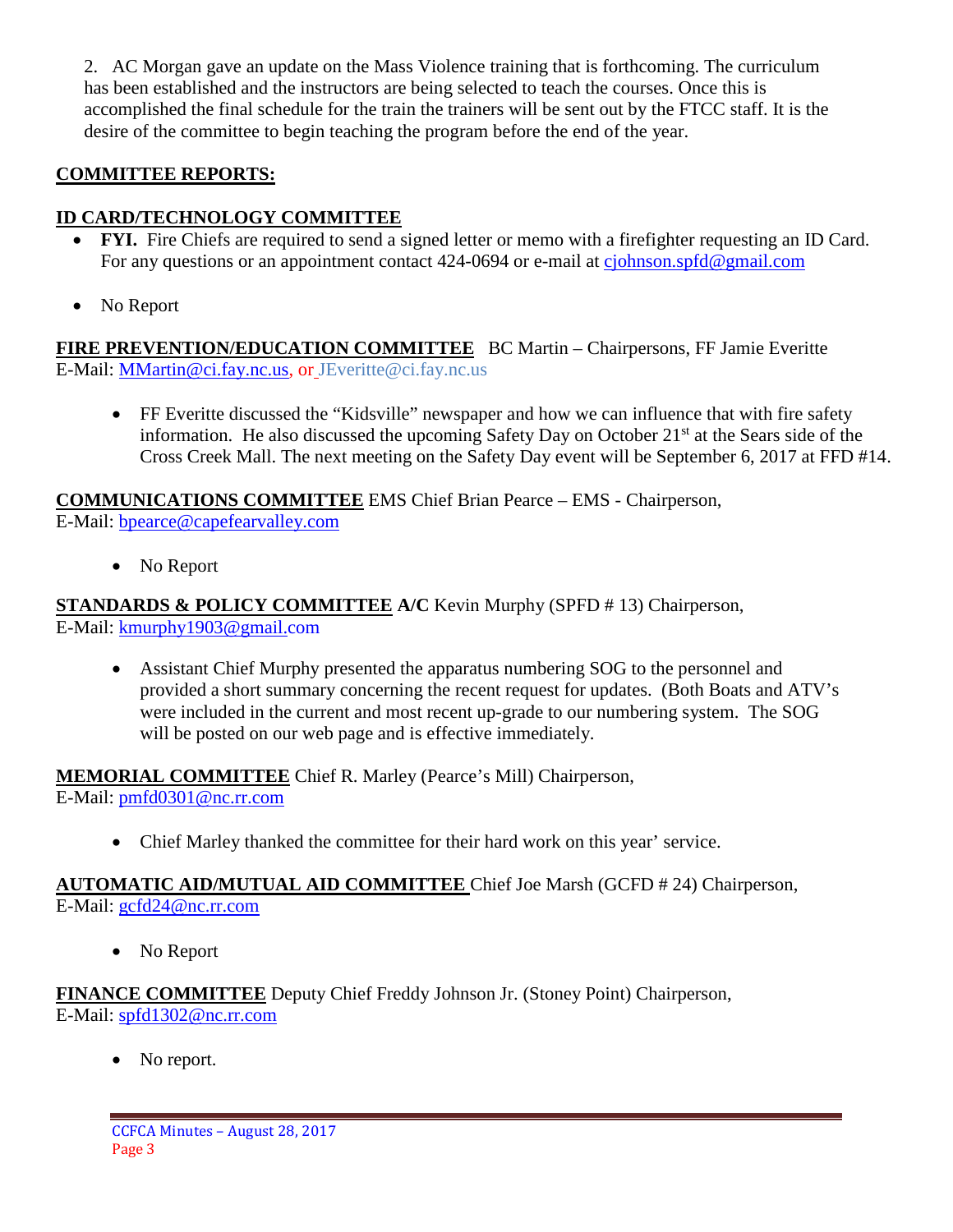2. AC Morgan gave an update on the Mass Violence training that is forthcoming. The curriculum has been established and the instructors are being selected to teach the courses. Once this is accomplished the final schedule for the train the trainers will be sent out by the FTCC staff. It is the desire of the committee to begin teaching the program before the end of the year.

## COMMITTEE REPORTS:

### ID CARD/TECHNOLOGY COMMITTEE

- **FYI.** Fire Chiefs are required to send a signed letter or memo with a firefighter requesting an ID Card. For any questions or an appointment contact 424-0694 or e-mail at cjohnson.spfd@gmail.com
- No Report

**FIRE PREVENTION/EDUCATION COMMITTEE** BC Martin – Chairpersons, FF Jamie Everitte
E-Mail: MMartin@ci.fay.nc.us, or JEveritte@ci.fay.nc.us

- FF Everitte discussed the "Kidsville" newspaper and how we can influence that with fire safety information. He also discussed the upcoming Safety Day on October 21st at the Sears side of the Cross Creek Mall. The next meeting on the Safety Day event will be September 6, 2017 at FFD #14.

**COMMUNICATIONS COMMITTEE** EMS Chief Brian Pearce – EMS - Chairperson,
E-Mail: bpearce@capefearvalley.com

- No Report

**STANDARDS & POLICY COMMITTEE A/C** Kevin Murphy (SPFD # 13) Chairperson,
E-Mail: kmurphy1903@gmail.com

- Assistant Chief Murphy presented the apparatus numbering SOG to the personnel and provided a short summary concerning the recent request for updates. (Both Boats and ATV's were included in the current and most recent up-grade to our numbering system. The SOG will be posted on our web page and is effective immediately.

**MEMORIAL COMMITTEE** Chief R. Marley (Pearce's Mill) Chairperson,
E-Mail: pmfd0301@nc.rr.com

- Chief Marley thanked the committee for their hard work on this year' service.

**AUTOMATIC AID/MUTUAL AID COMMITTEE** Chief Joe Marsh (GCFD # 24) Chairperson,
E-Mail: gcfd24@nc.rr.com

- No Report

**FINANCE COMMITTEE** Deputy Chief Freddy Johnson Jr. (Stoney Point) Chairperson,
E-Mail: spfd1302@nc.rr.com

- No report.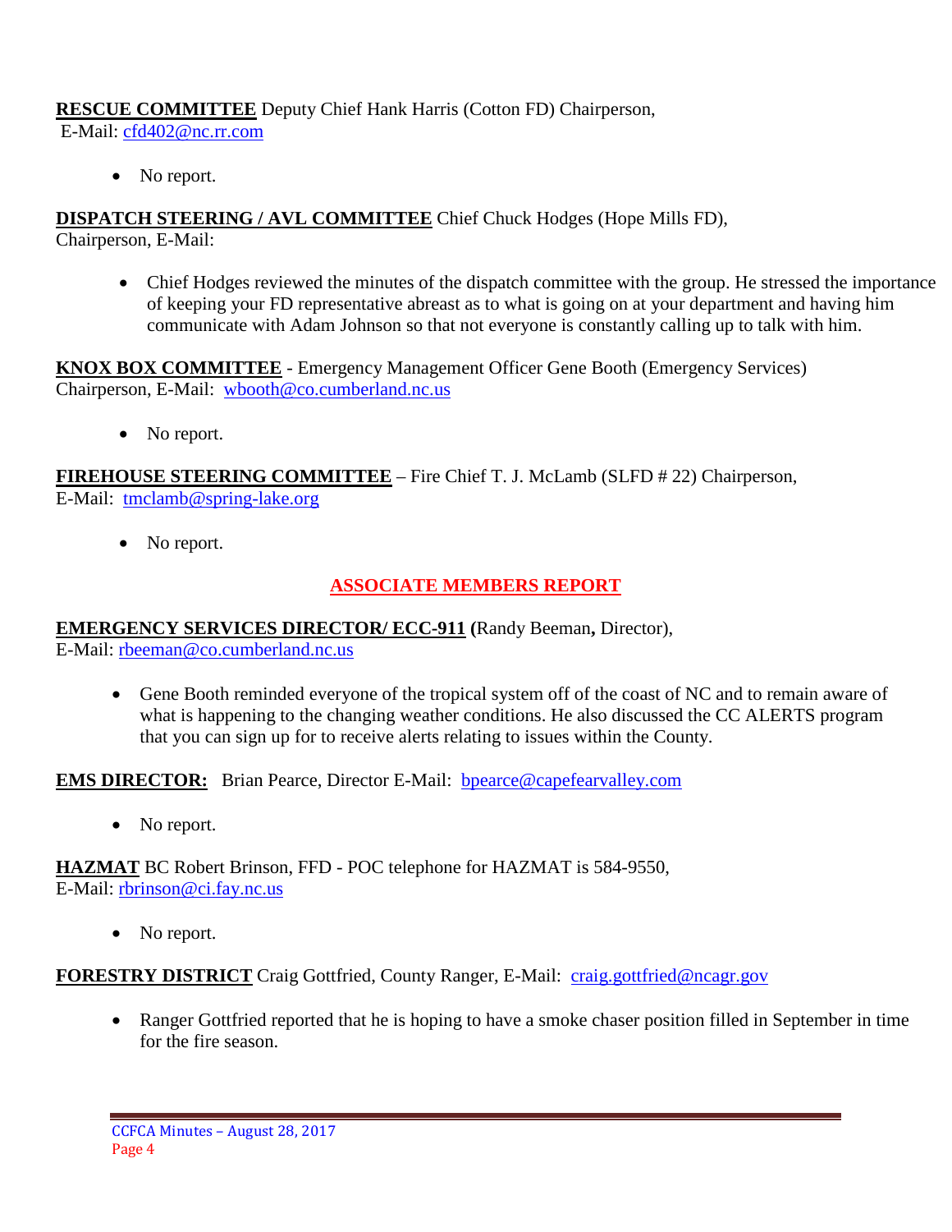**<u>RESCUE COMMITTEE</u>** Deputy Chief Hank Harris (Cotton FD) Chairperson,
E-Mail: cfd402@nc.rr.com

- No report.

**<u>DISPATCH STEERING / AVL COMMITTEE</u>** Chief Chuck Hodges (Hope Mills FD),
Chairperson, E-Mail:

- Chief Hodges reviewed the minutes of the dispatch committee with the group. He stressed the importance of keeping your FD representative abreast as to what is going on at your department and having him communicate with Adam Johnson so that not everyone is constantly calling up to talk with him.

**<u>KNOX BOX COMMITTEE</u>** - Emergency Management Officer Gene Booth (Emergency Services) Chairperson, E-Mail: wbooth@co.cumberland.nc.us

- No report.

**<u>FIREHOUSE STEERING COMMITTEE</u>** – Fire Chief T. J. McLamb (SLFD # 22) Chairperson,
E-Mail: tmclamb@spring-lake.org

- No report.

## ASSOCIATE MEMBERS REPORT

**<u>EMERGENCY SERVICES DIRECTOR/ ECC-911</u> (**Randy Beeman**,** Director),
E-Mail: rbeeman@co.cumberland.nc.us

- Gene Booth reminded everyone of the tropical system off of the coast of NC and to remain aware of what is happening to the changing weather conditions. He also discussed the CC ALERTS program that you can sign up for to receive alerts relating to issues within the County.

**<u>EMS DIRECTOR:</u>** Brian Pearce, Director E-Mail: bpearce@capefearvalley.com

- No report.

**<u>HAZMAT</u>** BC Robert Brinson, FFD - POC telephone for HAZMAT is 584-9550,
E-Mail: rbrinson@ci.fay.nc.us

- No report.

**<u>FORESTRY DISTRICT</u>** Craig Gottfried, County Ranger, E-Mail: craig.gottfried@ncagr.gov

- Ranger Gottfried reported that he is hoping to have a smoke chaser position filled in September in time for the fire season.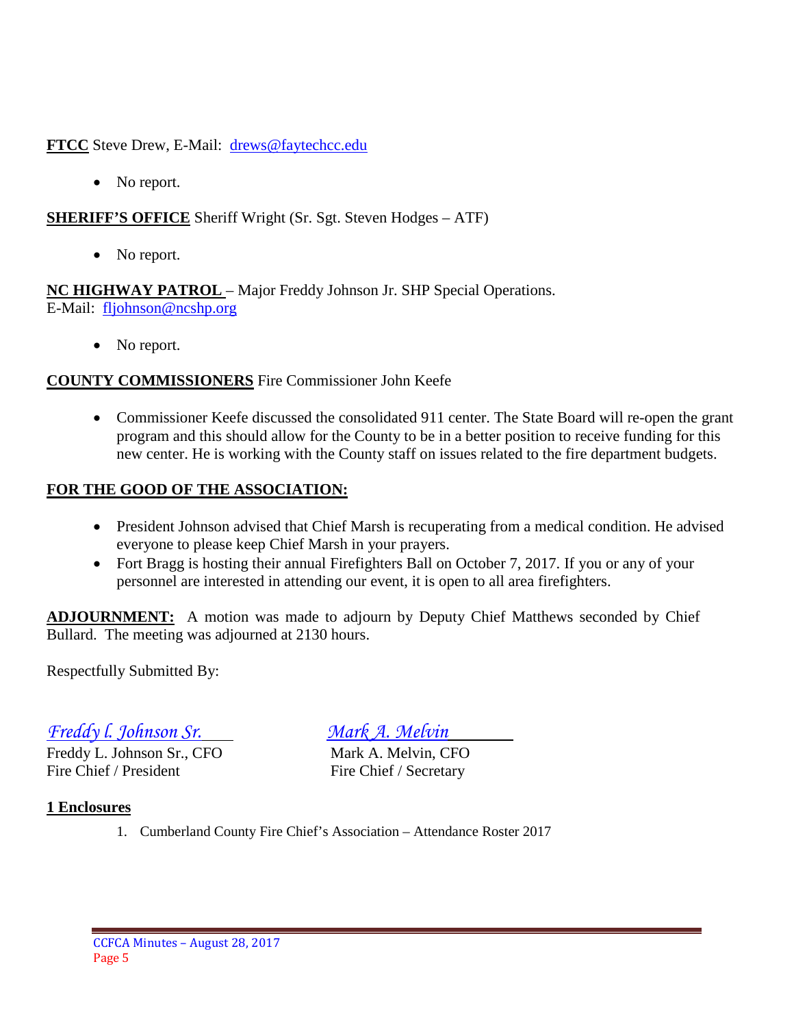**FTCC** Steve Drew, E-Mail: drews@faytechcc.edu

- No report.

**SHERIFF'S OFFICE** Sheriff Wright (Sr. Sgt. Steven Hodges – ATF)

- No report.

**NC HIGHWAY PATROL** – Major Freddy Johnson Jr. SHP Special Operations.
E-Mail: fljohnson@ncshp.org

- No report.

**COUNTY COMMISSIONERS** Fire Commissioner John Keefe

- Commissioner Keefe discussed the consolidated 911 center. The State Board will re-open the grant program and this should allow for the County to be in a better position to receive funding for this new center. He is working with the County staff on issues related to the fire department budgets.

**FOR THE GOOD OF THE ASSOCIATION:**

- President Johnson advised that Chief Marsh is recuperating from a medical condition. He advised everyone to please keep Chief Marsh in your prayers.
- Fort Bragg is hosting their annual Firefighters Ball on October 7, 2017. If you or any of your personnel are interested in attending our event, it is open to all area firefighters.

**ADJOURNMENT:** A motion was made to adjourn by Deputy Chief Matthews seconded by Chief Bullard. The meeting was adjourned at 2130 hours.

Respectfully Submitted By:

| *Freddy l. Johnson Sr.* | *Mark A. Melvin* |
| --- | --- |
| Freddy L. Johnson Sr., CFO | Mark A. Melvin, CFO |
| Fire Chief / President | Fire Chief / Secretary |

**1 Enclosures**

1. Cumberland County Fire Chief's Association – Attendance Roster 2017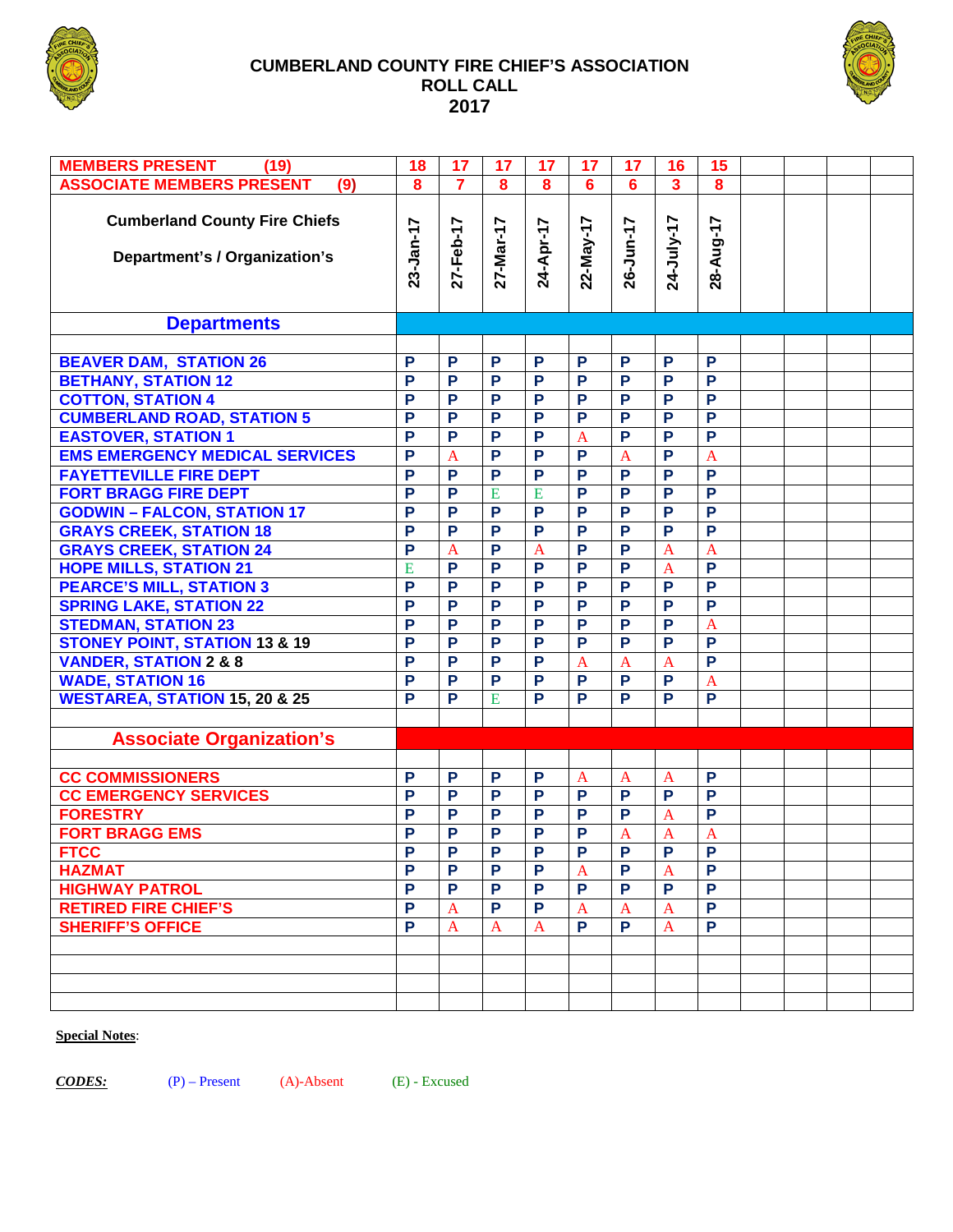# CUMBERLAND COUNTY FIRE CHIEF'S ASSOCIATION
## ROLL CALL
## 2017

| MEMBERS PRESENT (19) | 18 | 17 | 17 | 17 | 17 | 17 | 16 | 15 | | | | |
|---|---|---|---|---|---|---|---|---|---|---|---|---|
| ASSOCIATE MEMBERS PRESENT (9) | 8 | 7 | 8 | 8 | 6 | 6 | 3 | 8 | | | | |
| Cumberland County Fire Chiefs Department's / Organization's | 23-Jan-17 | 27-Feb-17 | 27-Mar-17 | 24-Apr-17 | 22-May-17 | 26-Jun-17 | 24-July-17 | 28-Aug-17 | | | | |
| **Departments** | | | | | | | | | | | | |
| | | | | | | | | | | | | |
| BEAVER DAM, STATION 26 | P | P | P | P | P | P | P | P | | | | |
| BETHANY, STATION 12 | P | P | P | P | P | P | P | P | | | | |
| COTTON, STATION 4 | P | P | P | P | P | P | P | P | | | | |
| CUMBERLAND ROAD, STATION 5 | P | P | P | P | P | P | P | P | | | | |
| EASTOVER, STATION 1 | P | P | P | P | A | P | P | P | | | | |
| EMS EMERGENCY MEDICAL SERVICES | P | A | P | P | P | A | P | A | | | | |
| FAYETTEVILLE FIRE DEPT | P | P | P | P | P | P | P | P | | | | |
| FORT BRAGG FIRE DEPT | P | P | E | E | P | P | P | P | | | | |
| GODWIN – FALCON, STATION 17 | P | P | P | P | P | P | P | P | | | | |
| GRAYS CREEK, STATION 18 | P | P | P | P | P | P | P | P | | | | |
| GRAYS CREEK, STATION 24 | P | A | P | A | P | P | A | A | | | | |
| HOPE MILLS, STATION 21 | E | P | P | P | P | P | A | P | | | | |
| PEARCE'S MILL, STATION 3 | P | P | P | P | P | P | P | P | | | | |
| SPRING LAKE, STATION 22 | P | P | P | P | P | P | P | P | | | | |
| STEDMAN, STATION 23 | P | P | P | P | P | P | P | A | | | | |
| STONEY POINT, STATION 13 & 19 | P | P | P | P | P | P | P | P | | | | |
| VANDER, STATION 2 & 8 | P | P | P | P | A | A | A | P | | | | |
| WADE, STATION 16 | P | P | P | P | P | P | P | A | | | | |
| WESTAREA, STATION 15, 20 & 25 | P | P | E | P | P | P | P | P | | | | |
| | | | | | | | | | | | | |
| **Associate Organization's** | | | | | | | | | | | | |
| | | | | | | | | | | | | |
| CC COMMISSIONERS | P | P | P | P | A | A | A | P | | | | |
| CC EMERGENCY SERVICES | P | P | P | P | P | P | P | P | | | | |
| FORESTRY | P | P | P | P | P | P | A | P | | | | |
| FORT BRAGG EMS | P | P | P | P | P | A | A | A | | | | |
| FTCC | P | P | P | P | P | P | P | P | | | | |
| HAZMAT | P | P | P | P | A | P | A | P | | | | |
| HIGHWAY PATROL | P | P | P | P | P | P | P | P | | | | |
| RETIRED FIRE CHIEF'S | P | A | P | P | A | A | A | P | | | | |
| SHERIFF'S OFFICE | P | A | A | A | P | P | A | P | | | | |
| | | | | | | | | | | | | |
| | | | | | | | | | | | | |
| | | | | | | | | | | | | |
| | | | | | | | | | | | | |

**Special Notes**:

***CODES:*** (P) – Present (A)-Absent (E) - Excused